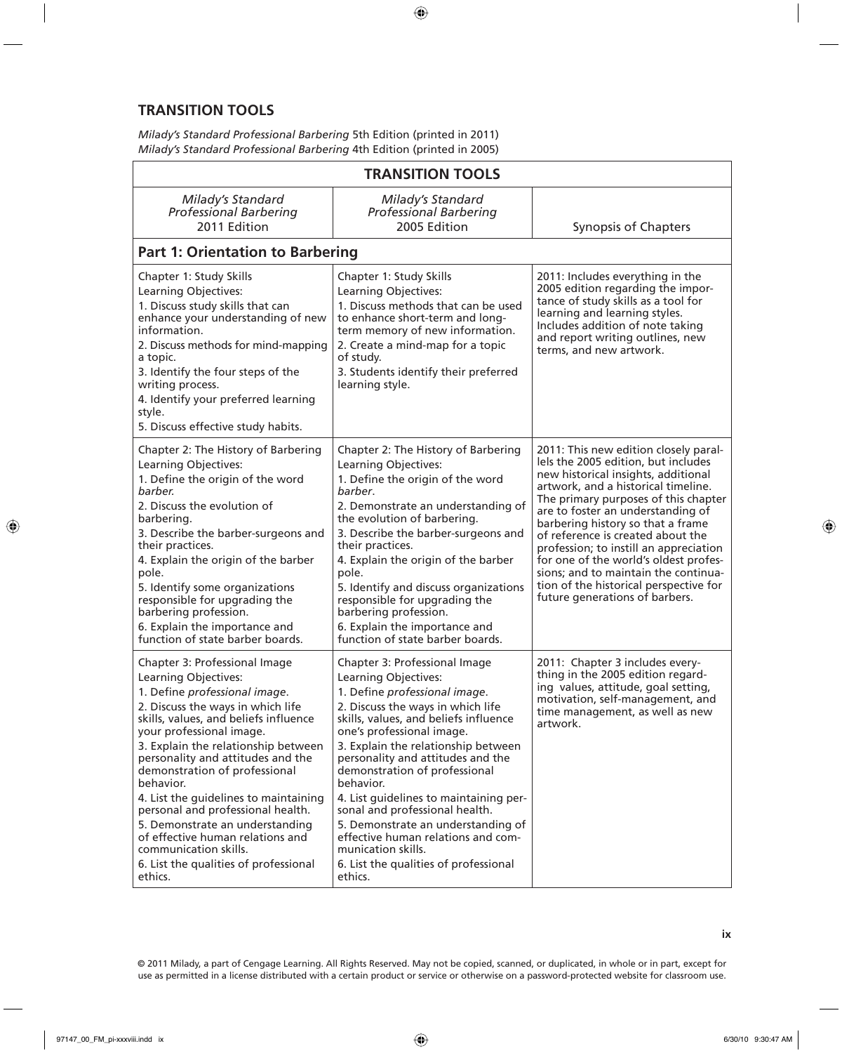## TRANSITION TOOLS

*Milady's Standard Professional Barbering* 5th Edition (printed in 2011)
*Milady's Standard Professional Barbering* 4th Edition (printed in 2005)

| TRANSITION TOOLS | | |
|---|---|---|
| *Milady's Standard Professional Barbering* 2011 Edition | *Milady's Standard Professional Barbering* 2005 Edition | Synopsis of Chapters |
| **Part 1: Orientation to Barbering** | | |
| Chapter 1: Study Skills<br>Learning Objectives:<br>1. Discuss study skills that can enhance your understanding of new information.<br>2. Discuss methods for mind-mapping a topic.<br>3. Identify the four steps of the writing process.<br>4. Identify your preferred learning style.<br>5. Discuss effective study habits. | Chapter 1: Study Skills<br>Learning Objectives:<br>1. Discuss methods that can be used to enhance short-term and long-term memory of new information.<br>2. Create a mind-map for a topic of study.<br>3. Students identify their preferred learning style. | 2011: Includes everything in the 2005 edition regarding the importance of study skills as a tool for learning and learning styles. Includes addition of note taking and report writing outlines, new terms, and new artwork. |
| Chapter 2: The History of Barbering<br>Learning Objectives:<br>1. Define the origin of the word *barber.*<br>2. Discuss the evolution of barbering.<br>3. Describe the barber-surgeons and their practices.<br>4. Explain the origin of the barber pole.<br>5. Identify some organizations responsible for upgrading the barbering profession.<br>6. Explain the importance and function of state barber boards. | Chapter 2: The History of Barbering<br>Learning Objectives:<br>1. Define the origin of the word *barber*.<br>2. Demonstrate an understanding of the evolution of barbering.<br>3. Describe the barber-surgeons and their practices.<br>4. Explain the origin of the barber pole.<br>5. Identify and discuss organizations responsible for upgrading the barbering profession.<br>6. Explain the importance and function of state barber boards. | 2011: This new edition closely parallels the 2005 edition, but includes new historical insights, additional artwork, and a historical timeline. The primary purposes of this chapter are to foster an understanding of barbering history so that a frame of reference is created about the profession; to instill an appreciation for one of the world's oldest professions; and to maintain the continuation of the historical perspective for future generations of barbers. |
| Chapter 3: Professional Image<br>Learning Objectives:<br>1. Define *professional image*.<br>2. Discuss the ways in which life skills, values, and beliefs influence your professional image.<br>3. Explain the relationship between personality and attitudes and the demonstration of professional behavior.<br>4. List the guidelines to maintaining personal and professional health.<br>5. Demonstrate an understanding of effective human relations and communication skills.<br>6. List the qualities of professional ethics. | Chapter 3: Professional Image<br>Learning Objectives:<br>1. Define *professional image*.<br>2. Discuss the ways in which life skills, values, and beliefs influence one's professional image.<br>3. Explain the relationship between personality and attitudes and the demonstration of professional behavior.<br>4. List guidelines to maintaining personal and professional health.<br>5. Demonstrate an understanding of effective human relations and communication skills.<br>6. List the qualities of professional ethics. | 2011: Chapter 3 includes everything in the 2005 edition regarding values, attitude, goal setting, motivation, self-management, and time management, as well as new artwork. |

© 2011 Milady, a part of Cengage Learning. All Rights Reserved. May not be copied, scanned, or duplicated, in whole or in part, except for use as permitted in a license distributed with a certain product or service or otherwise on a password-protected website for classroom use.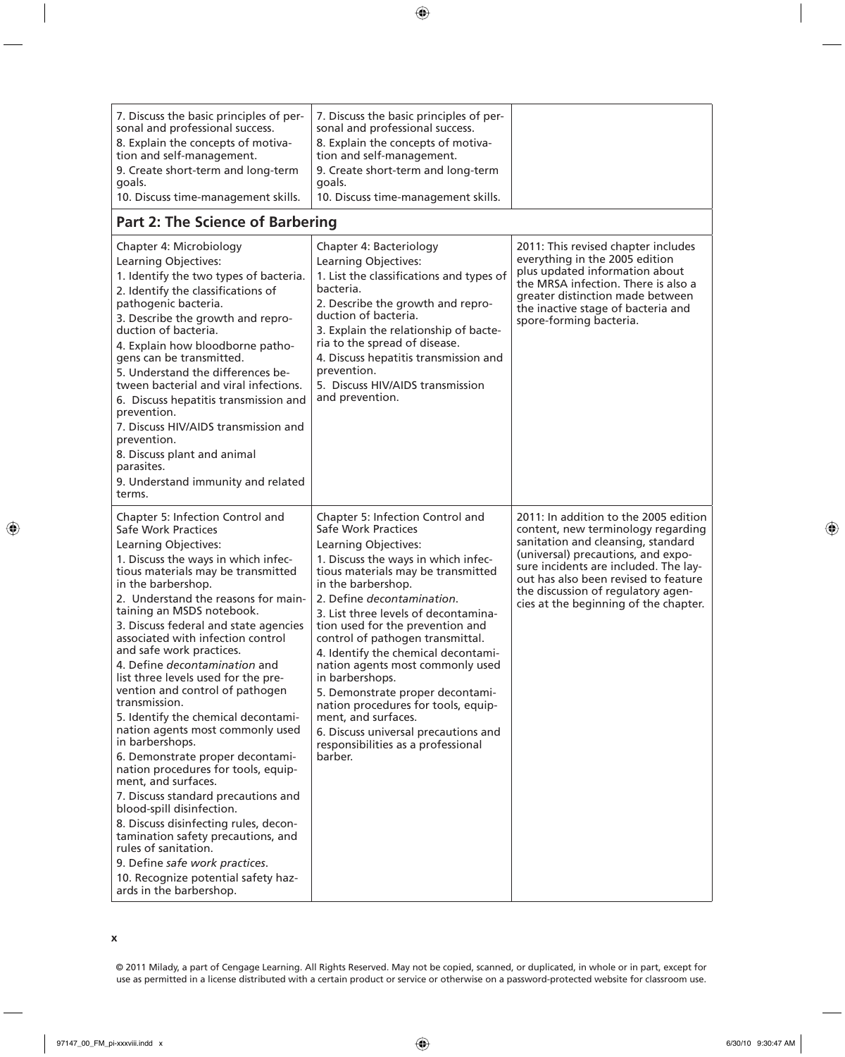| | | |
|---|---|---|
| 7. Discuss the basic principles of personal and professional success.<br>8. Explain the concepts of motivation and self-management.<br>9. Create short-term and long-term goals.<br>10. Discuss time-management skills. | 7. Discuss the basic principles of personal and professional success.<br>8. Explain the concepts of motivation and self-management.<br>9. Create short-term and long-term goals.<br>10. Discuss time-management skills. | |
| **Part 2: The Science of Barbering** | | |
| Chapter 4: Microbiology<br>Learning Objectives:<br>1. Identify the two types of bacteria.<br>2. Identify the classifications of pathogenic bacteria.<br>3. Describe the growth and reproduction of bacteria.<br>4. Explain how bloodborne pathogens can be transmitted.<br>5. Understand the differences between bacterial and viral infections.<br>6. Discuss hepatitis transmission and prevention.<br>7. Discuss HIV/AIDS transmission and prevention.<br>8. Discuss plant and animal parasites.<br>9. Understand immunity and related terms. | Chapter 4: Bacteriology<br>Learning Objectives:<br>1. List the classifications and types of bacteria.<br>2. Describe the growth and reproduction of bacteria.<br>3. Explain the relationship of bacteria to the spread of disease.<br>4. Discuss hepatitis transmission and prevention.<br>5. Discuss HIV/AIDS transmission and prevention. | 2011: This revised chapter includes everything in the 2005 edition plus updated information about the MRSA infection. There is also a greater distinction made between the inactive stage of bacteria and spore-forming bacteria. |
| Chapter 5: Infection Control and Safe Work Practices<br>Learning Objectives:<br>1. Discuss the ways in which infectious materials may be transmitted in the barbershop.<br>2. Understand the reasons for maintaining an MSDS notebook.<br>3. Discuss federal and state agencies associated with infection control and safe work practices.<br>4. Define *decontamination* and list three levels used for the prevention and control of pathogen transmission.<br>5. Identify the chemical decontamination agents most commonly used in barbershops.<br>6. Demonstrate proper decontamination procedures for tools, equipment, and surfaces.<br>7. Discuss standard precautions and blood-spill disinfection.<br>8. Discuss disinfecting rules, decontamination safety precautions, and rules of sanitation.<br>9. Define *safe work practices*.<br>10. Recognize potential safety hazards in the barbershop. | Chapter 5: Infection Control and Safe Work Practices<br>Learning Objectives:<br>1. Discuss the ways in which infectious materials may be transmitted in the barbershop.<br>2. Define *decontamination*.<br>3. List three levels of decontamination used for the prevention and control of pathogen transmittal.<br>4. Identify the chemical decontamination agents most commonly used in barbershops.<br>5. Demonstrate proper decontamination procedures for tools, equipment, and surfaces.<br>6. Discuss universal precautions and responsibilities as a professional barber. | 2011: In addition to the 2005 edition content, new terminology regarding sanitation and cleansing, standard (universal) precautions, and exposure incidents are included. The layout has also been revised to feature the discussion of regulatory agencies at the beginning of the chapter. |

© 2011 Milady, a part of Cengage Learning. All Rights Reserved. May not be copied, scanned, or duplicated, in whole or in part, except for use as permitted in a license distributed with a certain product or service or otherwise on a password-protected website for classroom use.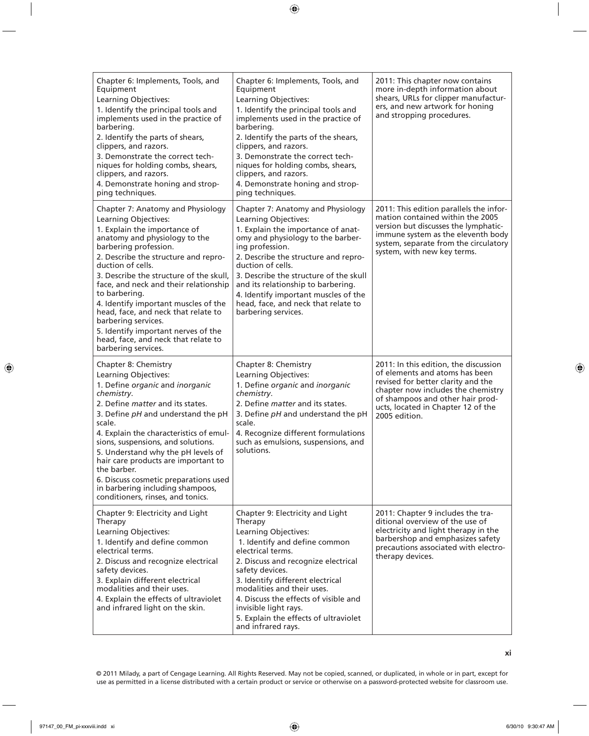| | | |
|---|---|---|
| Chapter 6: Implements, Tools, and Equipment<br>Learning Objectives:<br>1. Identify the principal tools and implements used in the practice of barbering.<br>2. Identify the parts of shears, clippers, and razors.<br>3. Demonstrate the correct techniques for holding combs, shears, clippers, and razors.<br>4. Demonstrate honing and stropping techniques. | Chapter 6: Implements, Tools, and Equipment<br>Learning Objectives:<br>1. Identify the principal tools and implements used in the practice of barbering.<br>2. Identify the parts of the shears, clippers, and razors.<br>3. Demonstrate the correct techniques for holding combs, shears, clippers, and razors.<br>4. Demonstrate honing and stropping techniques. | 2011: This chapter now contains more in-depth information about shears, URLs for clipper manufacturers, and new artwork for honing and stropping procedures. |
| Chapter 7: Anatomy and Physiology<br>Learning Objectives:<br>1. Explain the importance of anatomy and physiology to the barbering profession.<br>2. Describe the structure and reproduction of cells.<br>3. Describe the structure of the skull, face, and neck and their relationship to barbering.<br>4. Identify important muscles of the head, face, and neck that relate to barbering services.<br>5. Identify important nerves of the head, face, and neck that relate to barbering services. | Chapter 7: Anatomy and Physiology<br>Learning Objectives:<br>1. Explain the importance of anatomy and physiology to the barbering profession.<br>2. Describe the structure and reproduction of cells.<br>3. Describe the structure of the skull and its relationship to barbering.<br>4. Identify important muscles of the head, face, and neck that relate to barbering services. | 2011: This edition parallels the information contained within the 2005 version but discusses the lymphatic-immune system as the eleventh body system, separate from the circulatory system, with new key terms. |
| Chapter 8: Chemistry<br>Learning Objectives:<br>1. Define *organic* and *inorganic chemistry*.<br>2. Define *matter* and its states.<br>3. Define *pH* and understand the pH scale.<br>4. Explain the characteristics of emulsions, suspensions, and solutions.<br>5. Understand why the pH levels of hair care products are important to the barber.<br>6. Discuss cosmetic preparations used in barbering including shampoos, conditioners, rinses, and tonics. | Chapter 8: Chemistry<br>Learning Objectives:<br>1. Define *organic* and *inorganic chemistry*.<br>2. Define *matter* and its states.<br>3. Define *pH* and understand the pH scale.<br>4. Recognize different formulations such as emulsions, suspensions, and solutions. | 2011: In this edition, the discussion of elements and atoms has been revised for better clarity and the chapter now includes the chemistry of shampoos and other hair products, located in Chapter 12 of the 2005 edition. |
| Chapter 9: Electricity and Light Therapy<br>Learning Objectives:<br>1. Identify and define common electrical terms.<br>2. Discuss and recognize electrical safety devices.<br>3. Explain different electrical modalities and their uses.<br>4. Explain the effects of ultraviolet and infrared light on the skin. | Chapter 9: Electricity and Light Therapy<br>Learning Objectives:<br>1. Identify and define common electrical terms.<br>2. Discuss and recognize electrical safety devices.<br>3. Identify different electrical modalities and their uses.<br>4. Discuss the effects of visible and invisible light rays.<br>5. Explain the effects of ultraviolet and infrared rays. | 2011: Chapter 9 includes the traditional overview of the use of electricity and light therapy in the barbershop and emphasizes safety precautions associated with electrotherapy devices. |

© 2011 Milady, a part of Cengage Learning. All Rights Reserved. May not be copied, scanned, or duplicated, in whole or in part, except for use as permitted in a license distributed with a certain product or service or otherwise on a password-protected website for classroom use.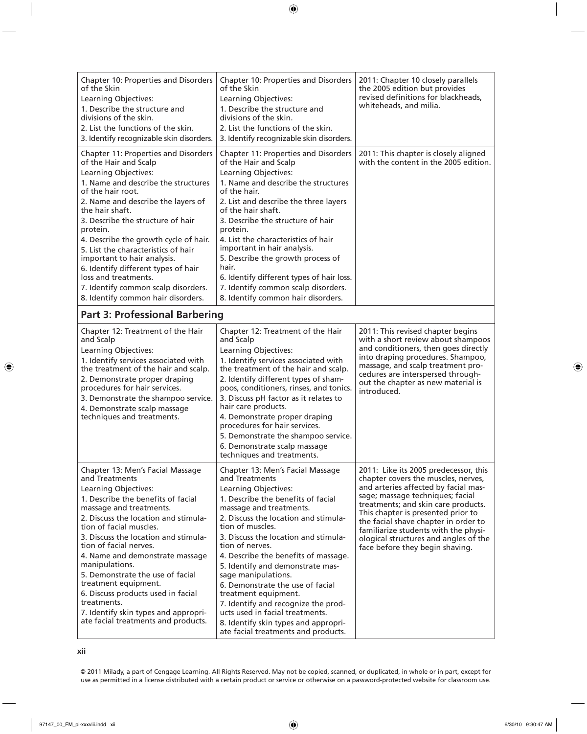| | | |
|---|---|---|
| Chapter 10: Properties and Disorders of the Skin<br>Learning Objectives:<br>1. Describe the structure and divisions of the skin.<br>2. List the functions of the skin.<br>3. Identify recognizable skin disorders. | Chapter 10: Properties and Disorders of the Skin<br>Learning Objectives:<br>1. Describe the structure and divisions of the skin.<br>2. List the functions of the skin.<br>3. Identify recognizable skin disorders. | 2011: Chapter 10 closely parallels the 2005 edition but provides revised definitions for blackheads, whiteheads, and milia. |
| Chapter 11: Properties and Disorders of the Hair and Scalp<br>Learning Objectives:<br>1. Name and describe the structures of the hair root.<br>2. Name and describe the layers of the hair shaft.<br>3. Describe the structure of hair protein.<br>4. Describe the growth cycle of hair.<br>5. List the characteristics of hair important to hair analysis.<br>6. Identify different types of hair loss and treatments.<br>7. Identify common scalp disorders.<br>8. Identify common hair disorders. | Chapter 11: Properties and Disorders of the Hair and Scalp<br>Learning Objectives:<br>1. Name and describe the structures of the hair.<br>2. List and describe the three layers of the hair shaft.<br>3. Describe the structure of hair protein.<br>4. List the characteristics of hair important in hair analysis.<br>5. Describe the growth process of hair.<br>6. Identify different types of hair loss.<br>7. Identify common scalp disorders.<br>8. Identify common hair disorders. | 2011: This chapter is closely aligned with the content in the 2005 edition. |
| **Part 3: Professional Barbering** | | |
| Chapter 12: Treatment of the Hair and Scalp<br>Learning Objectives:<br>1. Identify services associated with the treatment of the hair and scalp.<br>2. Demonstrate proper draping procedures for hair services.<br>3. Demonstrate the shampoo service.<br>4. Demonstrate scalp massage techniques and treatments. | Chapter 12: Treatment of the Hair and Scalp<br>Learning Objectives:<br>1. Identify services associated with the treatment of the hair and scalp.<br>2. Identify different types of shampoos, conditioners, rinses, and tonics.<br>3. Discuss pH factor as it relates to hair care products.<br>4. Demonstrate proper draping procedures for hair services.<br>5. Demonstrate the shampoo service.<br>6. Demonstrate scalp massage techniques and treatments. | 2011: This revised chapter begins with a short review about shampoos and conditioners, then goes directly into draping procedures. Shampoo, massage, and scalp treatment procedures are interspersed throughout the chapter as new material is introduced. |
| Chapter 13: Men's Facial Massage and Treatments<br>Learning Objectives:<br>1. Describe the benefits of facial massage and treatments.<br>2. Discuss the location and stimulation of facial muscles.<br>3. Discuss the location and stimulation of facial nerves.<br>4. Name and demonstrate massage manipulations.<br>5. Demonstrate the use of facial treatment equipment.<br>6. Discuss products used in facial treatments.<br>7. Identify skin types and appropriate facial treatments and products. | Chapter 13: Men's Facial Massage and Treatments<br>Learning Objectives:<br>1. Describe the benefits of facial massage and treatments.<br>2. Discuss the location and stimulation of muscles.<br>3. Discuss the location and stimulation of nerves.<br>4. Describe the benefits of massage.<br>5. Identify and demonstrate massage manipulations.<br>6. Demonstrate the use of facial treatment equipment.<br>7. Identify and recognize the products used in facial treatments.<br>8. Identify skin types and appropriate facial treatments and products. | 2011: Like its 2005 predecessor, this chapter covers the muscles, nerves, and arteries affected by facial massage; massage techniques; facial treatments; and skin care products. This chapter is presented prior to the facial shave chapter in order to familiarize students with the physiological structures and angles of the face before they begin shaving. |

© 2011 Milady, a part of Cengage Learning. All Rights Reserved. May not be copied, scanned, or duplicated, in whole or in part, except for use as permitted in a license distributed with a certain product or service or otherwise on a password-protected website for classroom use.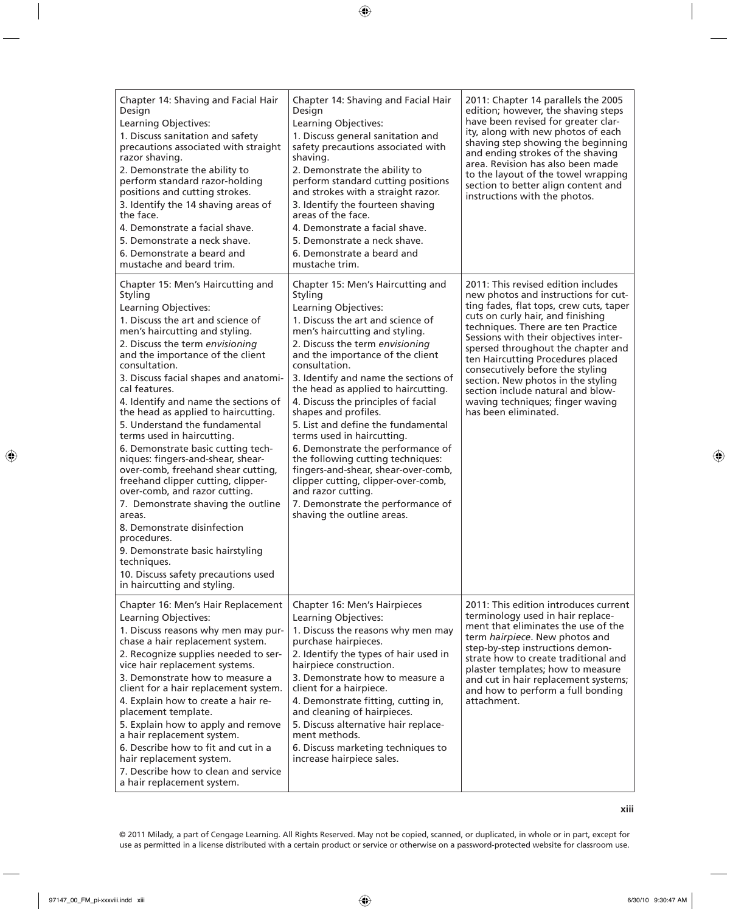| Chapter 14: Shaving and Facial Hair Design<br>Learning Objectives:<br>1. Discuss sanitation and safety precautions associated with straight razor shaving.<br>2. Demonstrate the ability to perform standard razor-holding positions and cutting strokes.<br>3. Identify the 14 shaving areas of the face.<br>4. Demonstrate a facial shave.<br>5. Demonstrate a neck shave.<br>6. Demonstrate a beard and mustache and beard trim. | Chapter 14: Shaving and Facial Hair Design<br>Learning Objectives:<br>1. Discuss general sanitation and safety precautions associated with shaving.<br>2. Demonstrate the ability to perform standard cutting positions and strokes with a straight razor.<br>3. Identify the fourteen shaving areas of the face.<br>4. Demonstrate a facial shave.<br>5. Demonstrate a neck shave.<br>6. Demonstrate a beard and mustache trim. | 2011: Chapter 14 parallels the 2005 edition; however, the shaving steps have been revised for greater clarity, along with new photos of each shaving step showing the beginning and ending strokes of the shaving area. Revision has also been made to the layout of the towel wrapping section to better align content and instructions with the photos. |
|---|---|---|
| Chapter 15: Men's Haircutting and Styling<br>Learning Objectives:<br>1. Discuss the art and science of men's haircutting and styling.<br>2. Discuss the term *envisioning* and the importance of the client consultation.<br>3. Discuss facial shapes and anatomical features.<br>4. Identify and name the sections of the head as applied to haircutting.<br>5. Understand the fundamental terms used in haircutting.<br>6. Demonstrate basic cutting techniques: fingers-and-shear, shear-over-comb, freehand shear cutting, freehand clipper cutting, clipper-over-comb, and razor cutting.<br>7. Demonstrate shaving the outline areas.<br>8. Demonstrate disinfection procedures.<br>9. Demonstrate basic hairstyling techniques.<br>10. Discuss safety precautions used in haircutting and styling. | Chapter 15: Men's Haircutting and Styling<br>Learning Objectives:<br>1. Discuss the art and science of men's haircutting and styling.<br>2. Discuss the term *envisioning* and the importance of the client consultation.<br>3. Identify and name the sections of the head as applied to haircutting.<br>4. Discuss the principles of facial shapes and profiles.<br>5. List and define the fundamental terms used in haircutting.<br>6. Demonstrate the performance of the following cutting techniques: fingers-and-shear, shear-over-comb, clipper cutting, clipper-over-comb, and razor cutting.<br>7. Demonstrate the performance of shaving the outline areas. | 2011: This revised edition includes new photos and instructions for cutting fades, flat tops, crew cuts, taper cuts on curly hair, and finishing techniques. There are ten Practice Sessions with their objectives interspersed throughout the chapter and ten Haircutting Procedures placed consecutively before the styling section. New photos in the styling section include natural and blow-waving techniques; finger waving has been eliminated. |
| Chapter 16: Men's Hair Replacement<br>Learning Objectives:<br>1. Discuss reasons why men may purchase a hair replacement system.<br>2. Recognize supplies needed to service hair replacement systems.<br>3. Demonstrate how to measure a client for a hair replacement system.<br>4. Explain how to create a hair replacement template.<br>5. Explain how to apply and remove a hair replacement system.<br>6. Describe how to fit and cut in a hair replacement system.<br>7. Describe how to clean and service a hair replacement system. | Chapter 16: Men's Hairpieces<br>Learning Objectives:<br>1. Discuss the reasons why men may purchase hairpieces.<br>2. Identify the types of hair used in hairpiece construction.<br>3. Demonstrate how to measure a client for a hairpiece.<br>4. Demonstrate fitting, cutting in, and cleaning of hairpieces.<br>5. Discuss alternative hair replacement methods.<br>6. Discuss marketing techniques to increase hairpiece sales. | 2011: This edition introduces current terminology used in hair replacement that eliminates the use of the term *hairpiece*. New photos and step-by-step instructions demonstrate how to create traditional and plaster templates; how to measure and cut in hair replacement systems; and how to perform a full bonding attachment. |

© 2011 Milady, a part of Cengage Learning. All Rights Reserved. May not be copied, scanned, or duplicated, in whole or in part, except for use as permitted in a license distributed with a certain product or service or otherwise on a password-protected website for classroom use.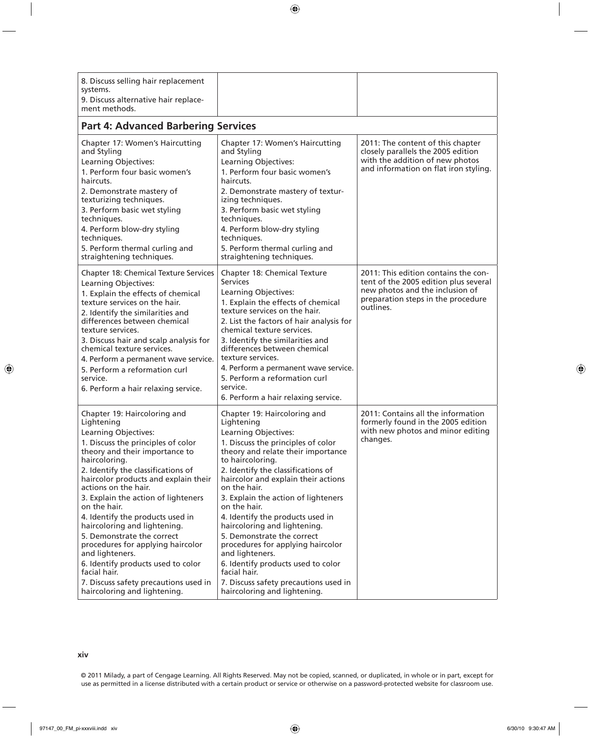| | | |
|---|---|---|
| 8. Discuss selling hair replacement systems.<br>9. Discuss alternative hair replacement methods. | | |
| **Part 4: Advanced Barbering Services** | | |
| Chapter 17: Women's Haircutting and Styling<br>Learning Objectives:<br>1. Perform four basic women's haircuts.<br>2. Demonstrate mastery of texturizing techniques.<br>3. Perform basic wet styling techniques.<br>4. Perform blow-dry styling techniques.<br>5. Perform thermal curling and straightening techniques. | Chapter 17: Women's Haircutting and Styling<br>Learning Objectives:<br>1. Perform four basic women's haircuts.<br>2. Demonstrate mastery of texturizing techniques.<br>3. Perform basic wet styling techniques.<br>4. Perform blow-dry styling techniques.<br>5. Perform thermal curling and straightening techniques. | 2011: The content of this chapter closely parallels the 2005 edition with the addition of new photos and information on flat iron styling. |
| Chapter 18: Chemical Texture Services<br>Learning Objectives:<br>1. Explain the effects of chemical texture services on the hair.<br>2. Identify the similarities and differences between chemical texture services.<br>3. Discuss hair and scalp analysis for chemical texture services.<br>4. Perform a permanent wave service.<br>5. Perform a reformation curl service.<br>6. Perform a hair relaxing service. | Chapter 18: Chemical Texture Services<br>Learning Objectives:<br>1. Explain the effects of chemical texture services on the hair.<br>2. List the factors of hair analysis for chemical texture services.<br>3. Identify the similarities and differences between chemical texture services.<br>4. Perform a permanent wave service.<br>5. Perform a reformation curl service.<br>6. Perform a hair relaxing service. | 2011: This edition contains the content of the 2005 edition plus several new photos and the inclusion of preparation steps in the procedure outlines. |
| Chapter 19: Haircoloring and Lightening<br>Learning Objectives:<br>1. Discuss the principles of color theory and their importance to haircoloring.<br>2. Identify the classifications of haircolor products and explain their actions on the hair.<br>3. Explain the action of lighteners on the hair.<br>4. Identify the products used in haircoloring and lightening.<br>5. Demonstrate the correct procedures for applying haircolor and lighteners.<br>6. Identify products used to color facial hair.<br>7. Discuss safety precautions used in haircoloring and lightening. | Chapter 19: Haircoloring and Lightening<br>Learning Objectives:<br>1. Discuss the principles of color theory and relate their importance to haircoloring.<br>2. Identify the classifications of haircolor and explain their actions on the hair.<br>3. Explain the action of lighteners on the hair.<br>4. Identify the products used in haircoloring and lightening.<br>5. Demonstrate the correct procedures for applying haircolor and lighteners.<br>6. Identify products used to color facial hair.<br>7. Discuss safety precautions used in haircoloring and lightening. | 2011: Contains all the information formerly found in the 2005 edition with new photos and minor editing changes. |

© 2011 Milady, a part of Cengage Learning. All Rights Reserved. May not be copied, scanned, or duplicated, in whole or in part, except for use as permitted in a license distributed with a certain product or service or otherwise on a password-protected website for classroom use.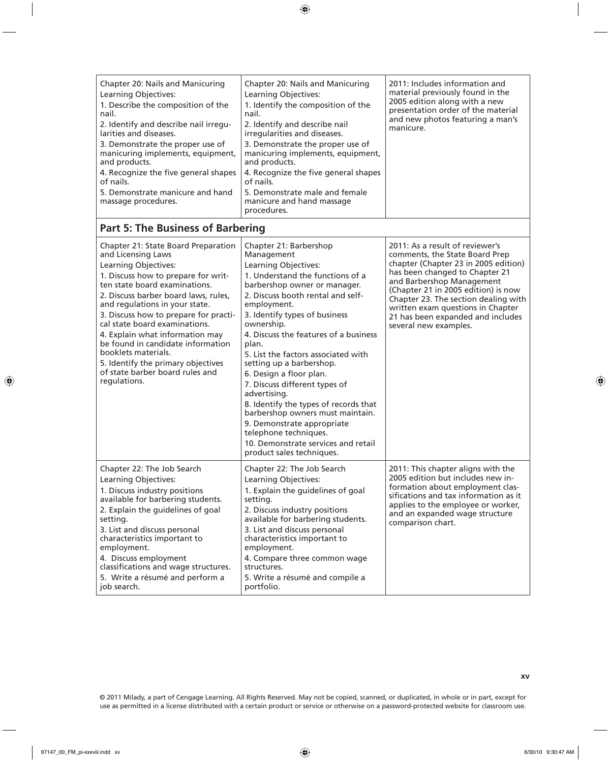| | | |
|---|---|---|
| Chapter 20: Nails and Manicuring<br>Learning Objectives:<br>1. Describe the composition of the nail.<br>2. Identify and describe nail irregularities and diseases.<br>3. Demonstrate the proper use of manicuring implements, equipment, and products.<br>4. Recognize the five general shapes of nails.<br>5. Demonstrate manicure and hand massage procedures. | Chapter 20: Nails and Manicuring<br>Learning Objectives:<br>1. Identify the composition of the nail.<br>2. Identify and describe nail irregularities and diseases.<br>3. Demonstrate the proper use of manicuring implements, equipment, and products.<br>4. Recognize the five general shapes of nails.<br>5. Demonstrate male and female manicure and hand massage procedures. | 2011: Includes information and material previously found in the 2005 edition along with a new presentation order of the material and new photos featuring a man's manicure. |
| **Part 5: The Business of Barbering** | | |
| Chapter 21: State Board Preparation and Licensing Laws<br>Learning Objectives:<br>1. Discuss how to prepare for written state board examinations.<br>2. Discuss barber board laws, rules, and regulations in your state.<br>3. Discuss how to prepare for practical state board examinations.<br>4. Explain what information may be found in candidate information booklets materials.<br>5. Identify the primary objectives of state barber board rules and regulations. | Chapter 21: Barbershop Management<br>Learning Objectives:<br>1. Understand the functions of a barbershop owner or manager.<br>2. Discuss booth rental and self-employment.<br>3. Identify types of business ownership.<br>4. Discuss the features of a business plan.<br>5. List the factors associated with setting up a barbershop.<br>6. Design a floor plan.<br>7. Discuss different types of advertising.<br>8. Identify the types of records that barbershop owners must maintain.<br>9. Demonstrate appropriate telephone techniques.<br>10. Demonstrate services and retail product sales techniques. | 2011: As a result of reviewer's comments, the State Board Prep chapter (Chapter 23 in 2005 edition) has been changed to Chapter 21 and Barbershop Management (Chapter 21 in 2005 edition) is now Chapter 23. The section dealing with written exam questions in Chapter 21 has been expanded and includes several new examples. |
| Chapter 22: The Job Search<br>Learning Objectives:<br>1. Discuss industry positions available for barbering students.<br>2. Explain the guidelines of goal setting.<br>3. List and discuss personal characteristics important to employment.<br>4. Discuss employment classifications and wage structures.<br>5. Write a résumé and perform a job search. | Chapter 22: The Job Search<br>Learning Objectives:<br>1. Explain the guidelines of goal setting.<br>2. Discuss industry positions available for barbering students.<br>3. List and discuss personal characteristics important to employment.<br>4. Compare three common wage structures.<br>5. Write a résumé and compile a portfolio. | 2011: This chapter aligns with the 2005 edition but includes new information about employment classifications and tax information as it applies to the employee or worker, and an expanded wage structure comparison chart. |

© 2011 Milady, a part of Cengage Learning. All Rights Reserved. May not be copied, scanned, or duplicated, in whole or in part, except for use as permitted in a license distributed with a certain product or service or otherwise on a password-protected website for classroom use.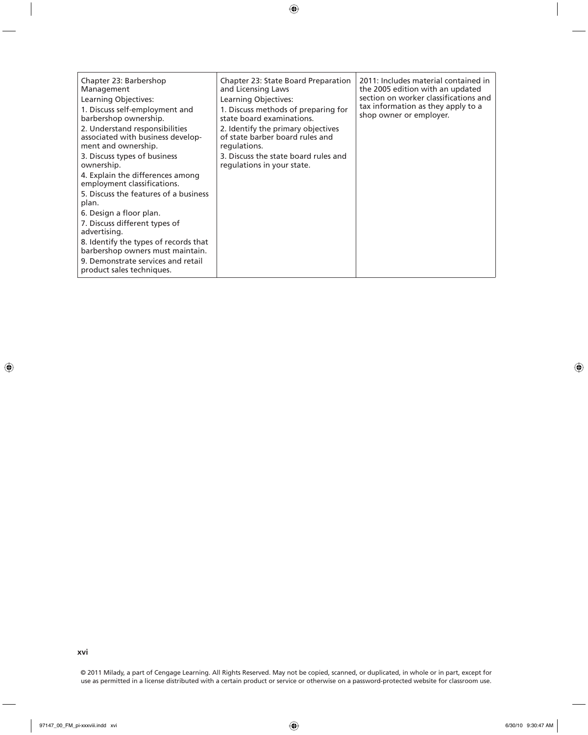| | | |
|---|---|---|
| Chapter 23: Barbershop Management<br>Learning Objectives:<br>1. Discuss self-employment and barbershop ownership.<br>2. Understand responsibilities associated with business development and ownership.<br>3. Discuss types of business ownership.<br>4. Explain the differences among employment classifications.<br>5. Discuss the features of a business plan.<br>6. Design a floor plan.<br>7. Discuss different types of advertising.<br>8. Identify the types of records that barbershop owners must maintain.<br>9. Demonstrate services and retail product sales techniques. | Chapter 23: State Board Preparation and Licensing Laws<br>Learning Objectives:<br>1. Discuss methods of preparing for state board examinations.<br>2. Identify the primary objectives of state barber board rules and regulations.<br>3. Discuss the state board rules and regulations in your state. | 2011: Includes material contained in the 2005 edition with an updated section on worker classifications and tax information as they apply to a shop owner or employer. |

© 2011 Milady, a part of Cengage Learning. All Rights Reserved. May not be copied, scanned, or duplicated, in whole or in part, except for use as permitted in a license distributed with a certain product or service or otherwise on a password-protected website for classroom use.